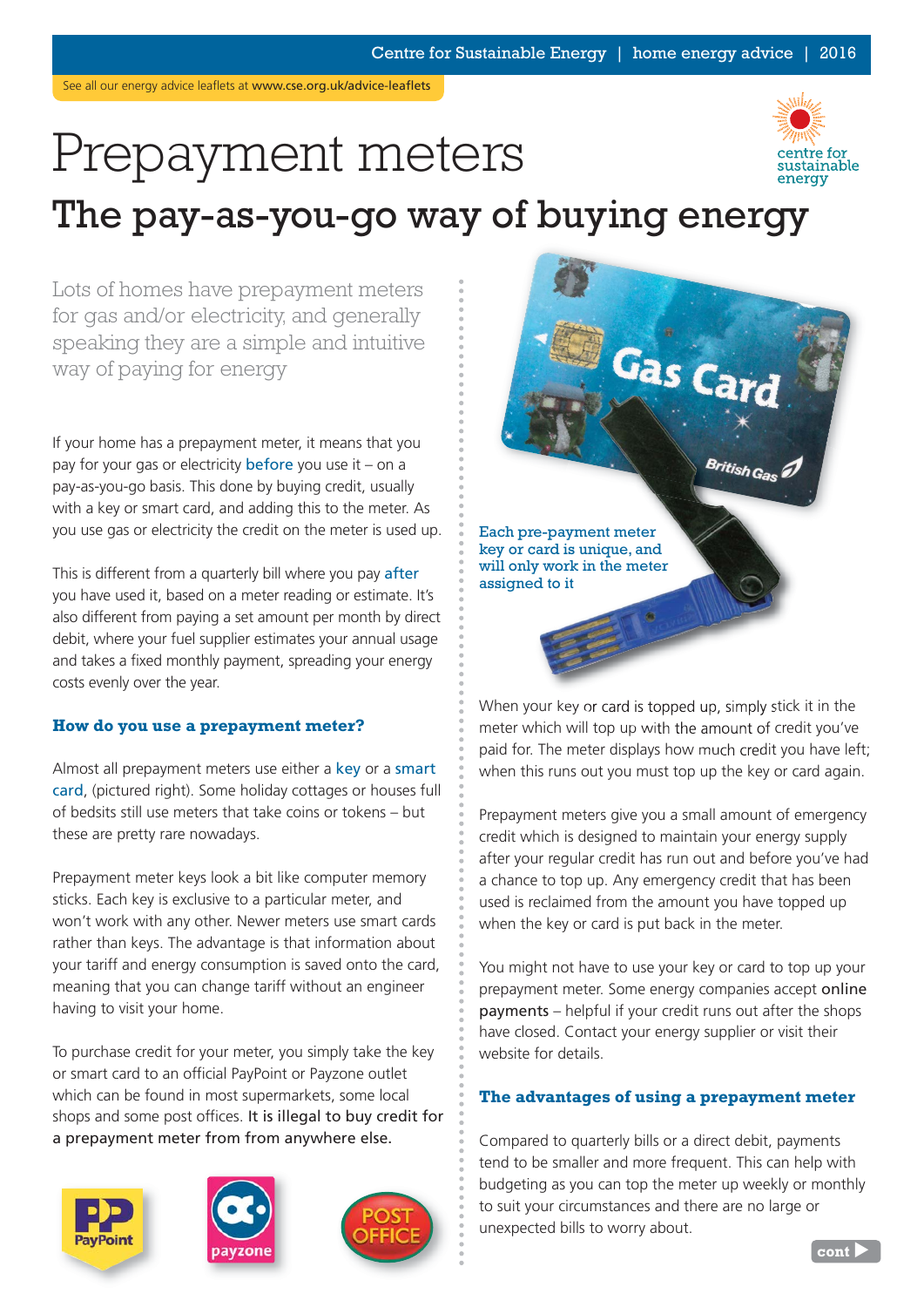See all our energy advice leaflets at www.cse.org.uk/advice-leaflets

# Prepayment meters

## The pay-as-you-go way of buying energy

Lots of homes have prepayment meters for gas and/or electricity, and generally speaking they are a simple and intuitive way of paying for energy

If your home has a prepayment meter, it means that you pay for your gas or electricity before you use it – on a pay-as-you-go basis. This done by buying credit, usually with a key or smart card, and adding this to the meter. As you use gas or electricity the credit on the meter is used up.

This is different from a quarterly bill where you pay after you have used it, based on a meter reading or estimate. It's also different from paying a set amount per month by direct debit, where your fuel supplier estimates your annual usage and takes a fixed monthly payment, spreading your energy costs evenly over the year.

### How do you use a prepayment meter?

Almost all prepayment meters use either a key or a smart card, (pictured right). Some holiday cottages or houses full of bedsits still use meters that take coins or tokens – but these are pretty rare nowadays.

Prepayment meter keys look a bit like computer memory sticks. Each key is exclusive to a particular meter, and won't work with any other. Newer meters use smart cards rather than keys. The advantage is that information about your tariff and energy consumption is saved onto the card, meaning that you can change tariff without an engineer having to visit your home.

To purchase credit for your meter, you simply take the key or smart card to an official PayPoint or Payzone outlet which can be found in most supermarkets, some local shops and some post offices. It is illegal to buy credit for a prepayment meter from from anywhere else.

Each pre-payment meter key or card is unique, and will only work in the meter assigned to it

When your key or card is topped up, simply stick it in the meter which will top up with the amount of credit you've paid for. The meter displays how much credit you have left; when this runs out you must top up the key or card again.

Prepayment meters give you a small amount of emergency credit which is designed to maintain your energy supply after your regular credit has run out and before you've had a chance to top up. Any emergency credit that has been used is reclaimed from the amount you have topped up when the key or card is put back in the meter.

You might not have to use your key or card to top up your prepayment meter. Some energy companies accept online payments – helpful if your credit runs out after the shops have closed. Contact your energy supplier or visit their website for details.

### The advantages of using a prepayment meter

Compared to quarterly bills or a direct debit, payments tend to be smaller and more frequent. This can help with budgeting as you can top the meter up weekly or monthly to suit your circumstances and there are no large or unexpected bills to worry about.

cont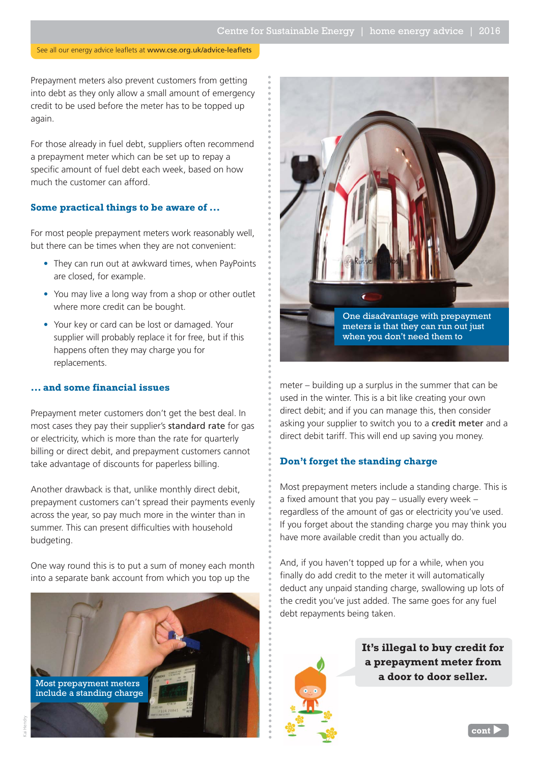See all our energy advice leaflets at www.cse.org.uk/advice-leaflets

Prepayment meters also prevent customers from getting into debt as they only allow a small amount of emergency credit to be used before the meter has to be topped up again.

For those already in fuel debt, suppliers often recommend a prepayment meter which can be set up to repay a specific amount of fuel debt each week, based on how much the customer can afford.

### Some practical things to be aware of …

For most people prepayment meters work reasonably well, but there can be times when they are not convenient:

- They can run out at awkward times, when PayPoints are closed, for example.
- You may live a long way from a shop or other outlet where more credit can be bought.
- Your key or card can be lost or damaged. Your supplier will probably replace it for free, but if this happens often they may charge you for replacements.

### … and some financial issues

Prepayment meter customers don't get the best deal. In most cases they pay their supplier's **standard rate** for gas or electricity, which is more than the rate for quarterly billing or direct debit, and prepayment customers cannot take advantage of discounts for paperless billing.

Another drawback is that, unlike monthly direct debit, prepayment customers can't spread their payments evenly across the year, so pay much more in the winter than in summer. This can present difficulties with household budgeting.

One way round this is to put a sum of money each month into a separate bank account from which you top up the meter – building up a surplus in the summer that can be used in the winter. This is a bit like creating your own direct debit; and if you can manage this, then consider asking your supplier to switch you to a **credit meter** and a direct debit tariff. This will end up saving you money.

Most prepayment meters include a standing charge

One disadvantage with prepayment meters is that they can run out just when you don't need them to

### Don't forget the standing charge

Most prepayment meters include a standing charge. This is a fixed amount that you pay – usually every week – regardless of the amount of gas or electricity you've used. If you forget about the standing charge you may think you have more available credit than you actually do.

And, if you haven't topped up for a while, when you finally do add credit to the meter it will automatically deduct any unpaid standing charge, swallowing up lots of the credit you've just added. The same goes for any fuel debt repayments being taken.

**It's illegal to buy credit for a prepayment meter from a door to door seller.**

cont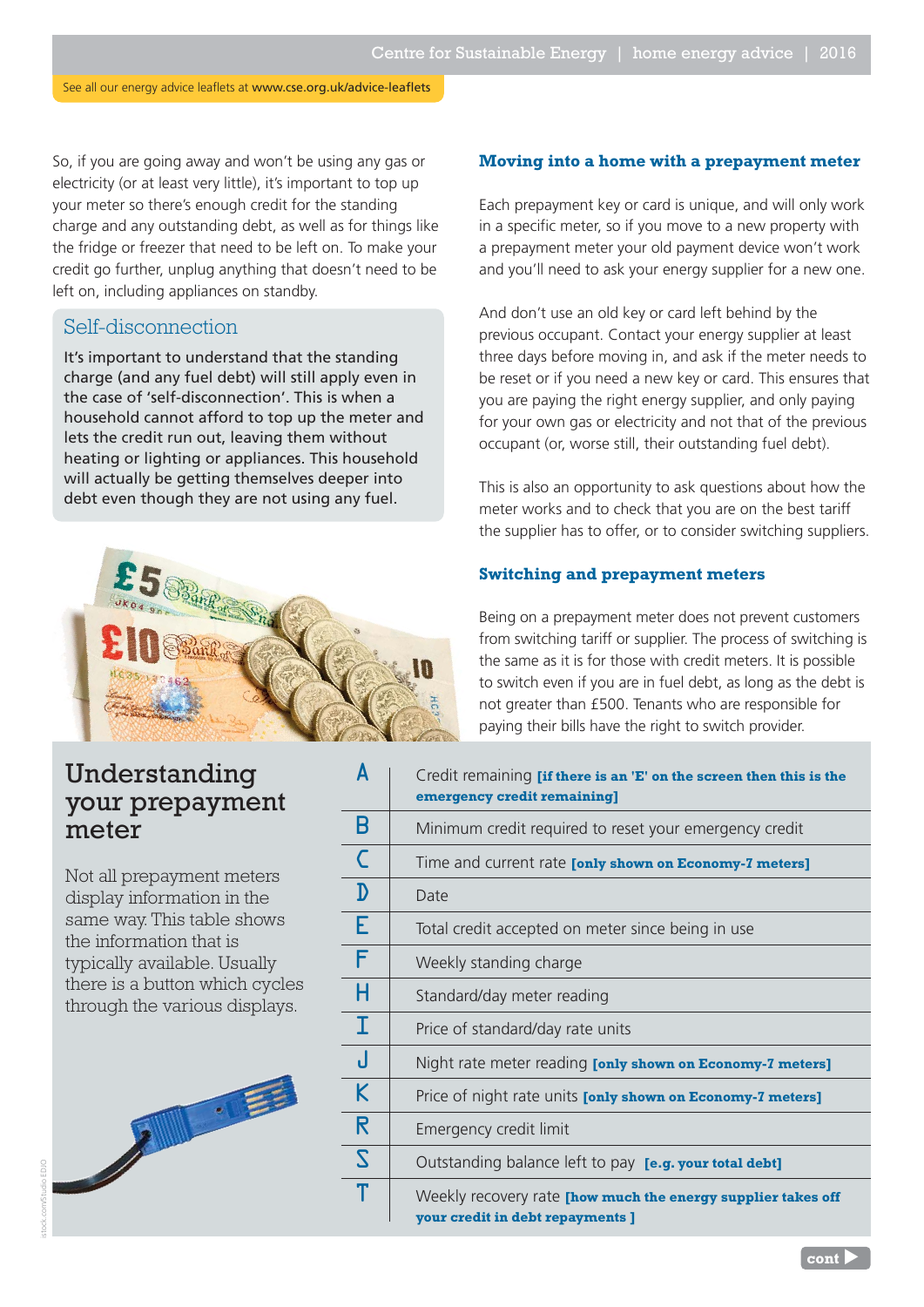See all our energy advice leaflets at www.cse.org.uk/advice-leaflets

So, if you are going away and won't be using any gas or electricity (or at least very little), it's important to top up your meter so there's enough credit for the standing charge and any outstanding debt, as well as for things like the fridge or freezer that need to be left on. To make your credit go further, unplug anything that doesn't need to be left on, including appliances on standby.

## Self-disconnection

It's important to understand that the standing charge (and any fuel debt) will still apply even in the case of 'self-disconnection'. This is when a household cannot afford to top up the meter and lets the credit run out, leaving them without heating or lighting or appliances. This household will actually be getting themselves deeper into debt even though they are not using any fuel.

### Moving into a home with a prepayment meter

Each prepayment key or card is unique, and will only work in a specific meter, so if you move to a new property with a prepayment meter your old payment device won't work and you'll need to ask your energy supplier for a new one.

And don't use an old key or card left behind by the previous occupant. Contact your energy supplier at least three days before moving in, and ask if the meter needs to be reset or if you need a new key or card. This ensures that you are paying the right energy supplier, and only paying for your own gas or electricity and not that of the previous occupant (or, worse still, their outstanding fuel debt).

This is also an opportunity to ask questions about how the meter works and to check that you are on the best tariff the supplier has to offer, or to consider switching suppliers.

### Switching and prepayment meters

Being on a prepayment meter does not prevent customers from switching tariff or supplier. The process of switching is the same as it is for those with credit meters. It is possible to switch even if you are in fuel debt, as long as the debt is not greater than £500. Tenants who are responsible for paying their bills have the right to switch provider.

## Understanding your prepayment meter

Not all prepayment meters display information in the same way. This table shows the information that is typically available. Usually there is a button which cycles through the various displays.

| | |
|---|---|
| A | Credit remaining **[if there is an 'E' on the screen then this is the emergency credit remaining]** |
| B | Minimum credit required to reset your emergency credit |
| C | Time and current rate **[only shown on Economy-7 meters]** |
| D | Date |
| E | Total credit accepted on meter since being in use |
| F | Weekly standing charge |
| H | Standard/day meter reading |
| I | Price of standard/day rate units |
| J | Night rate meter reading **[only shown on Economy-7 meters]** |
| K | Price of night rate units **[only shown on Economy-7 meters]** |
| R | Emergency credit limit |
| S | Outstanding balance left to pay **[e.g. your total debt]** |
| T | Weekly recovery rate **[how much the energy supplier takes off your credit in debt repayments ]** |

cont ▶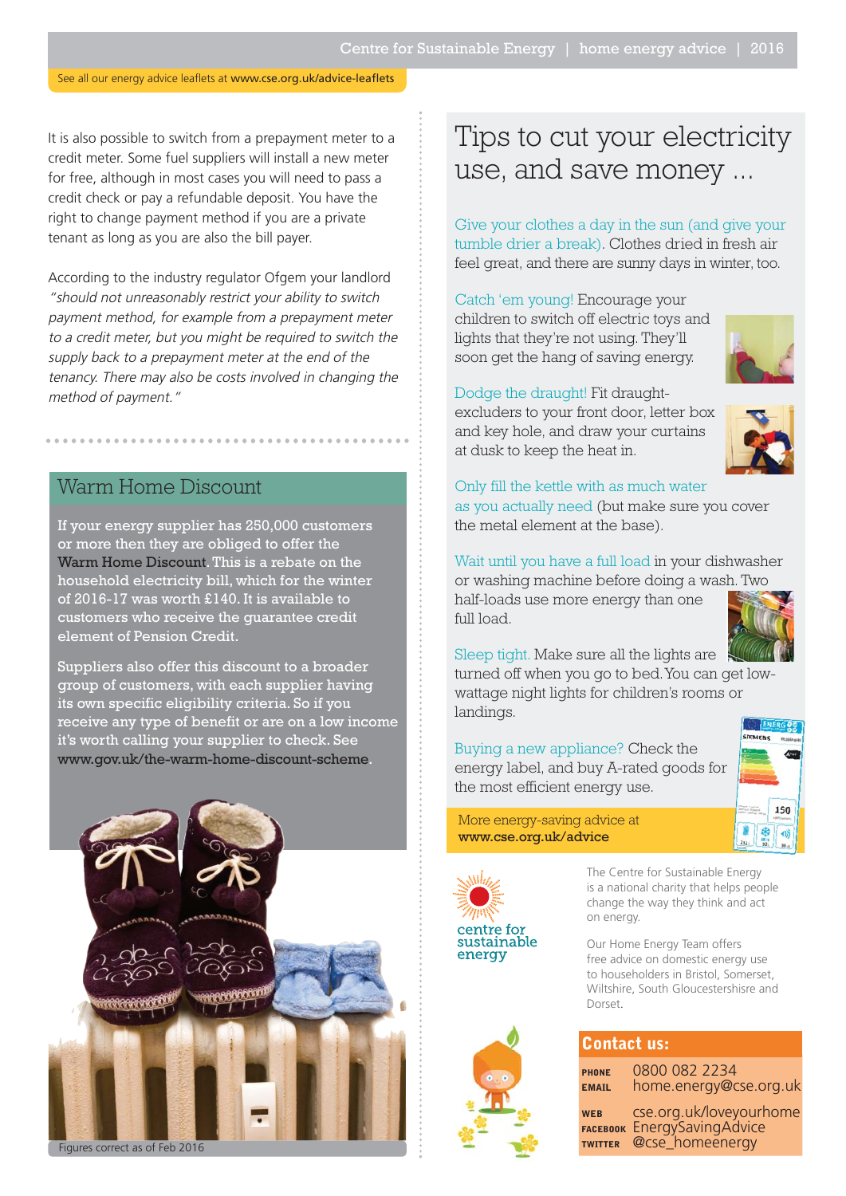See all our energy advice leaflets at www.cse.org.uk/advice-leaflets

It is also possible to switch from a prepayment meter to a credit meter. Some fuel suppliers will install a new meter for free, although in most cases you will need to pass a credit check or pay a refundable deposit. You have the right to change payment method if you are a private tenant as long as you are also the bill payer.

According to the industry regulator Ofgem your landlord *"should not unreasonably restrict your ability to switch payment method, for example from a prepayment meter to a credit meter, but you might be required to switch the supply back to a prepayment meter at the end of the tenancy. There may also be costs involved in changing the method of payment."*

## Warm Home Discount

If your energy supplier has 250,000 customers or more then they are obliged to offer the **Warm Home Discount**. This is a rebate on the household electricity bill, which for the winter of 2016-17 was worth £140. It is available to customers who receive the guarantee credit element of Pension Credit.

Suppliers also offer this discount to a broader group of customers, with each supplier having its own specific eligibility criteria. So if you receive any type of benefit or are on a low income it's worth calling your supplier to check. See **www.gov.uk/the-warm-home-discount-scheme**.

Figures correct as of Feb 2016

# Tips to cut your electricity use, and save money ...

**Give your clothes a day in the sun (and give your tumble drier a break).** Clothes dried in fresh air feel great, and there are sunny days in winter, too.

**Catch 'em young!** Encourage your children to switch off electric toys and lights that they're not using. They'll soon get the hang of saving energy.

**Dodge the draught!** Fit draught-excluders to your front door, letter box and key hole, and draw your curtains at dusk to keep the heat in.

**Only fill the kettle with as much water as you actually need** (but make sure you cover the metal element at the base).

**Wait until you have a full load** in your dishwasher or washing machine before doing a wash. Two half-loads use more energy than one full load.

**Sleep tight.** Make sure all the lights are turned off when you go to bed. You can get low-wattage night lights for children's rooms or landings.

**Buying a new appliance?** Check the energy label, and buy A-rated goods for the most efficient energy use.

More energy-saving advice at **www.cse.org.uk/advice**

centre for sustainable energy

The Centre for Sustainable Energy is a national charity that helps people change the way they think and act on energy.

Our Home Energy Team offers free advice on domestic energy use to householders in Bristol, Somerset, Wiltshire, South Gloucestershisre and Dorset.

## Contact us:

| | |
|---|---|
| PHONE | 0800 082 2234 |
| EMAIL | home.energy@cse.org.uk |
| WEB | cse.org.uk/loveyourhome |
| FACEBOOK | EnergySavingAdvice |
| TWITTER | @cse_homeenergy |